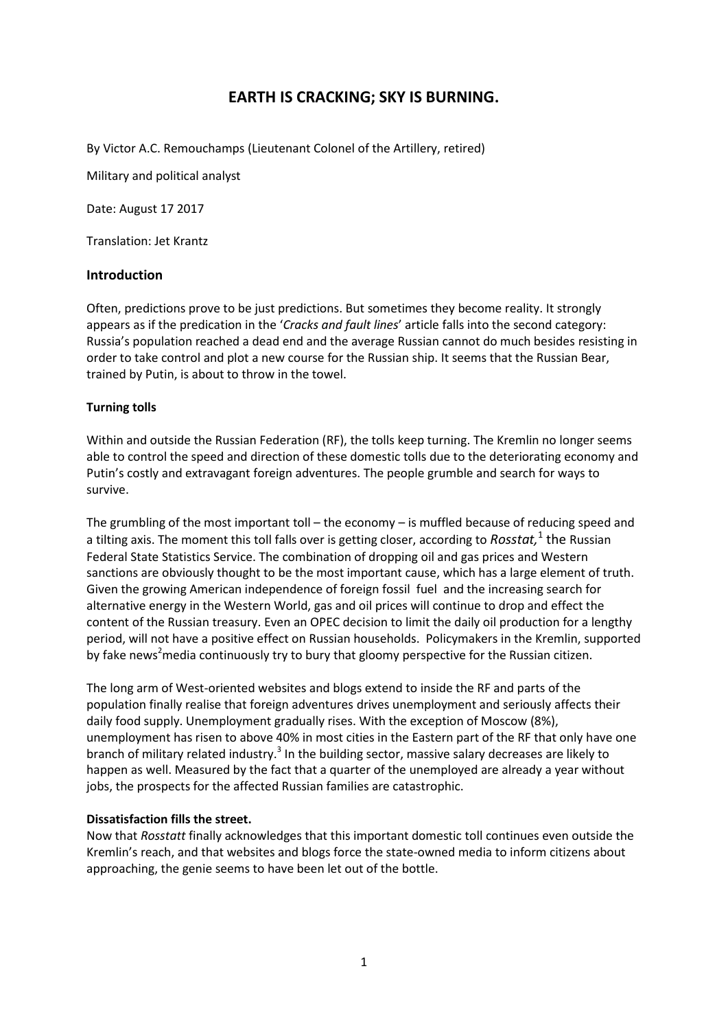# EARTH IS CRACKING; SKY IS BURNING.

By Victor A.C. Remouchamps (Lieutenant Colonel of the Artillery, retired)

Military and political analyst

Date: August 17 2017

Translation: Jet Krantz

## Introduction

Often, predictions prove to be just predictions. But sometimes they become reality. It strongly appears as if the predication in the '*Cracks and fault lines*' article falls into the second category: Russia's population reached a dead end and the average Russian cannot do much besides resisting in order to take control and plot a new course for the Russian ship. It seems that the Russian Bear, trained by Putin, is about to throw in the towel.

### Turning tolls

Within and outside the Russian Federation (RF), the tolls keep turning. The Kremlin no longer seems able to control the speed and direction of these domestic tolls due to the deteriorating economy and Putin's costly and extravagant foreign adventures. The people grumble and search for ways to survive.

The grumbling of the most important toll – the economy – is muffled because of reducing speed and a tilting axis. The moment this toll falls over is getting closer, according to *Rosstat,*[1] the Russian Federal State Statistics Service. The combination of dropping oil and gas prices and Western sanctions are obviously thought to be the most important cause, which has a large element of truth. Given the growing American independence of foreign fossil fuel and the increasing search for alternative energy in the Western World, gas and oil prices will continue to drop and effect the content of the Russian treasury. Even an OPEC decision to limit the daily oil production for a lengthy period, will not have a positive effect on Russian households. Policymakers in the Kremlin, supported by fake news[2]media continuously try to bury that gloomy perspective for the Russian citizen.

The long arm of West-oriented websites and blogs extend to inside the RF and parts of the population finally realise that foreign adventures drives unemployment and seriously affects their daily food supply. Unemployment gradually rises. With the exception of Moscow (8%), unemployment has risen to above 40% in most cities in the Eastern part of the RF that only have one branch of military related industry.[3] In the building sector, massive salary decreases are likely to happen as well. Measured by the fact that a quarter of the unemployed are already a year without jobs, the prospects for the affected Russian families are catastrophic.

### Dissatisfaction fills the street.

Now that *Rosstatt* finally acknowledges that this important domestic toll continues even outside the Kremlin's reach, and that websites and blogs force the state-owned media to inform citizens about approaching, the genie seems to have been let out of the bottle.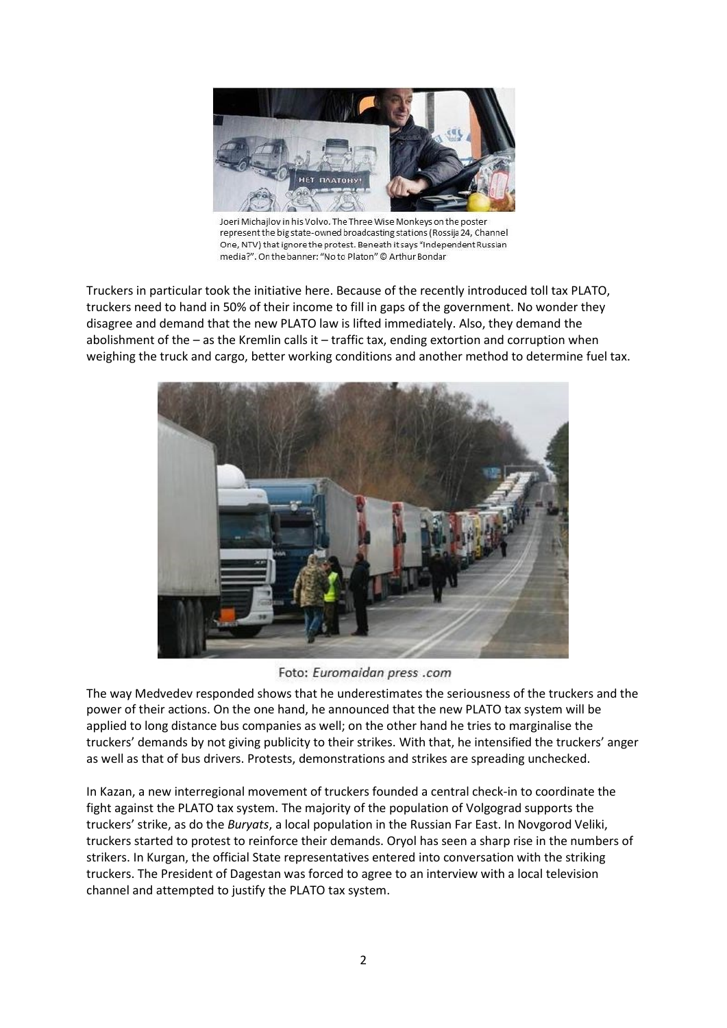Joeri Michajlov in his Volvo. The Three Wise Monkeys on the poster represent the big state-owned broadcasting stations (Rossija 24, Channel One, NTV) that ignore the protest. Beneath it says "Independent Russian media?". On the banner: "No to Platon" © Arthur Bondar

Truckers in particular took the initiative here. Because of the recently introduced toll tax PLATO, truckers need to hand in 50% of their income to fill in gaps of the government. No wonder they disagree and demand that the new PLATO law is lifted immediately. Also, they demand the abolishment of the – as the Kremlin calls it – traffic tax, ending extortion and corruption when weighing the truck and cargo, better working conditions and another method to determine fuel tax.

Foto: *Euromaidan press .com*

The way Medvedev responded shows that he underestimates the seriousness of the truckers and the power of their actions. On the one hand, he announced that the new PLATO tax system will be applied to long distance bus companies as well; on the other hand he tries to marginalise the truckers' demands by not giving publicity to their strikes. With that, he intensified the truckers' anger as well as that of bus drivers. Protests, demonstrations and strikes are spreading unchecked.

In Kazan, a new interregional movement of truckers founded a central check-in to coordinate the fight against the PLATO tax system. The majority of the population of Volgograd supports the truckers' strike, as do the *Buryats*, a local population in the Russian Far East. In Novgorod Veliki, truckers started to protest to reinforce their demands. Oryol has seen a sharp rise in the numbers of strikers. In Kurgan, the official State representatives entered into conversation with the striking truckers. The President of Dagestan was forced to agree to an interview with a local television channel and attempted to justify the PLATO tax system.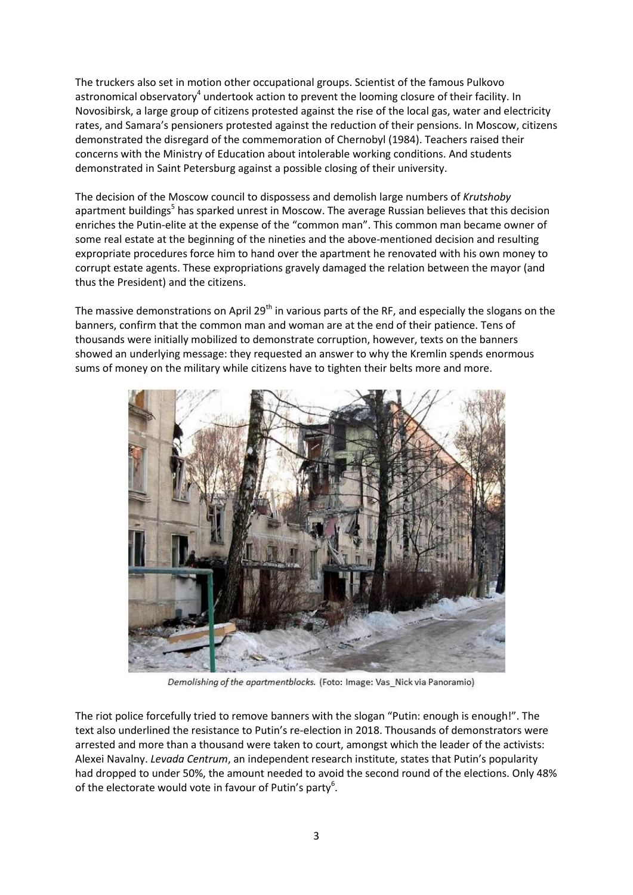The truckers also set in motion other occupational groups. Scientist of the famous Pulkovo astronomical observatory[4] undertook action to prevent the looming closure of their facility. In Novosibirsk, a large group of citizens protested against the rise of the local gas, water and electricity rates, and Samara's pensioners protested against the reduction of their pensions. In Moscow, citizens demonstrated the disregard of the commemoration of Chernobyl (1984). Teachers raised their concerns with the Ministry of Education about intolerable working conditions. And students demonstrated in Saint Petersburg against a possible closing of their university.

The decision of the Moscow council to dispossess and demolish large numbers of *Krutshoby* apartment buildings[5] has sparked unrest in Moscow. The average Russian believes that this decision enriches the Putin-elite at the expense of the "common man". This common man became owner of some real estate at the beginning of the nineties and the above-mentioned decision and resulting expropriate procedures force him to hand over the apartment he renovated with his own money to corrupt estate agents. These expropriations gravely damaged the relation between the mayor (and thus the President) and the citizens.

The massive demonstrations on April 29th in various parts of the RF, and especially the slogans on the banners, confirm that the common man and woman are at the end of their patience. Tens of thousands were initially mobilized to demonstrate corruption, however, texts on the banners showed an underlying message: they requested an answer to why the Kremlin spends enormous sums of money on the military while citizens have to tighten their belts more and more.

*Demolishing of the apartmentblocks.* (Foto: Image: Vas_Nick via Panoramio)

The riot police forcefully tried to remove banners with the slogan "Putin: enough is enough!". The text also underlined the resistance to Putin's re-election in 2018. Thousands of demonstrators were arrested and more than a thousand were taken to court, amongst which the leader of the activists: Alexei Navalny. *Levada Centrum*, an independent research institute, states that Putin's popularity had dropped to under 50%, the amount needed to avoid the second round of the elections. Only 48% of the electorate would vote in favour of Putin's party[6].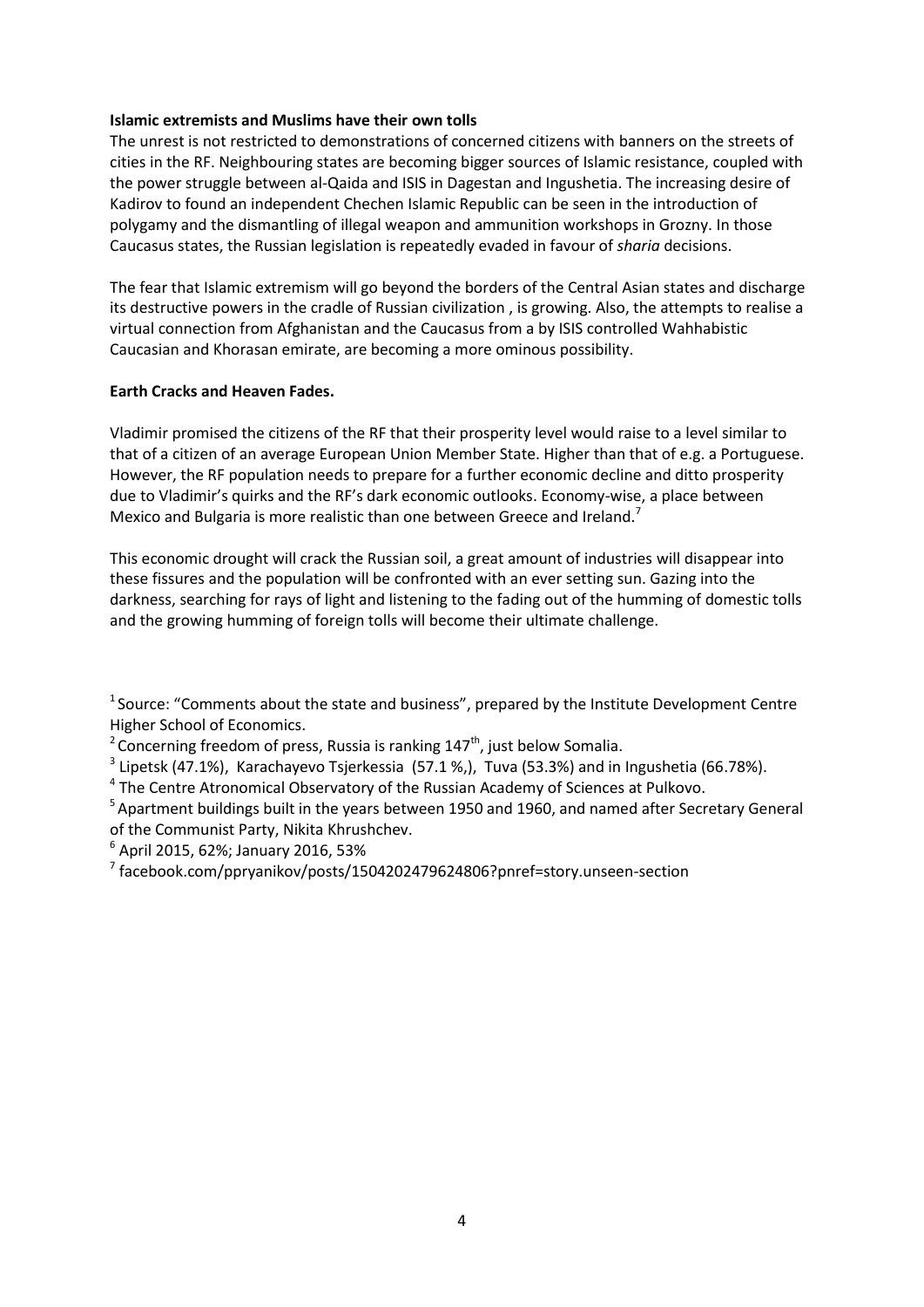**Islamic extremists and Muslims have their own tolls**

The unrest is not restricted to demonstrations of concerned citizens with banners on the streets of cities in the RF. Neighbouring states are becoming bigger sources of Islamic resistance, coupled with the power struggle between al-Qaida and ISIS in Dagestan and Ingushetia. The increasing desire of Kadirov to found an independent Chechen Islamic Republic can be seen in the introduction of polygamy and the dismantling of illegal weapon and ammunition workshops in Grozny. In those Caucasus states, the Russian legislation is repeatedly evaded in favour of *sharia* decisions.

The fear that Islamic extremism will go beyond the borders of the Central Asian states and discharge its destructive powers in the cradle of Russian civilization , is growing. Also, the attempts to realise a virtual connection from Afghanistan and the Caucasus from a by ISIS controlled Wahhabistic Caucasian and Khorasan emirate, are becoming a more ominous possibility.

**Earth Cracks and Heaven Fades.**

Vladimir promised the citizens of the RF that their prosperity level would raise to a level similar to that of a citizen of an average European Union Member State. Higher than that of e.g. a Portuguese. However, the RF population needs to prepare for a further economic decline and ditto prosperity due to Vladimir's quirks and the RF's dark economic outlooks. Economy-wise, a place between Mexico and Bulgaria is more realistic than one between Greece and Ireland.[7]

This economic drought will crack the Russian soil, a great amount of industries will disappear into these fissures and the population will be confronted with an ever setting sun. Gazing into the darkness, searching for rays of light and listening to the fading out of the humming of domestic tolls and the growing humming of foreign tolls will become their ultimate challenge.

[1] Source: "Comments about the state and business", prepared by the Institute Development Centre Higher School of Economics.

[2] Concerning freedom of press, Russia is ranking 147th, just below Somalia.

[3] Lipetsk (47.1%), Karachayevo Tsjerkessia (57.1 %,), Tuva (53.3%) and in Ingushetia (66.78%).

[4] The Centre Atronomical Observatory of the Russian Academy of Sciences at Pulkovo.

[5] Apartment buildings built in the years between 1950 and 1960, and named after Secretary General of the Communist Party, Nikita Khrushchev.

[6] April 2015, 62%; January 2016, 53%

[7] facebook.com/ppryanikov/posts/1504202479624806?pnref=story.unseen-section